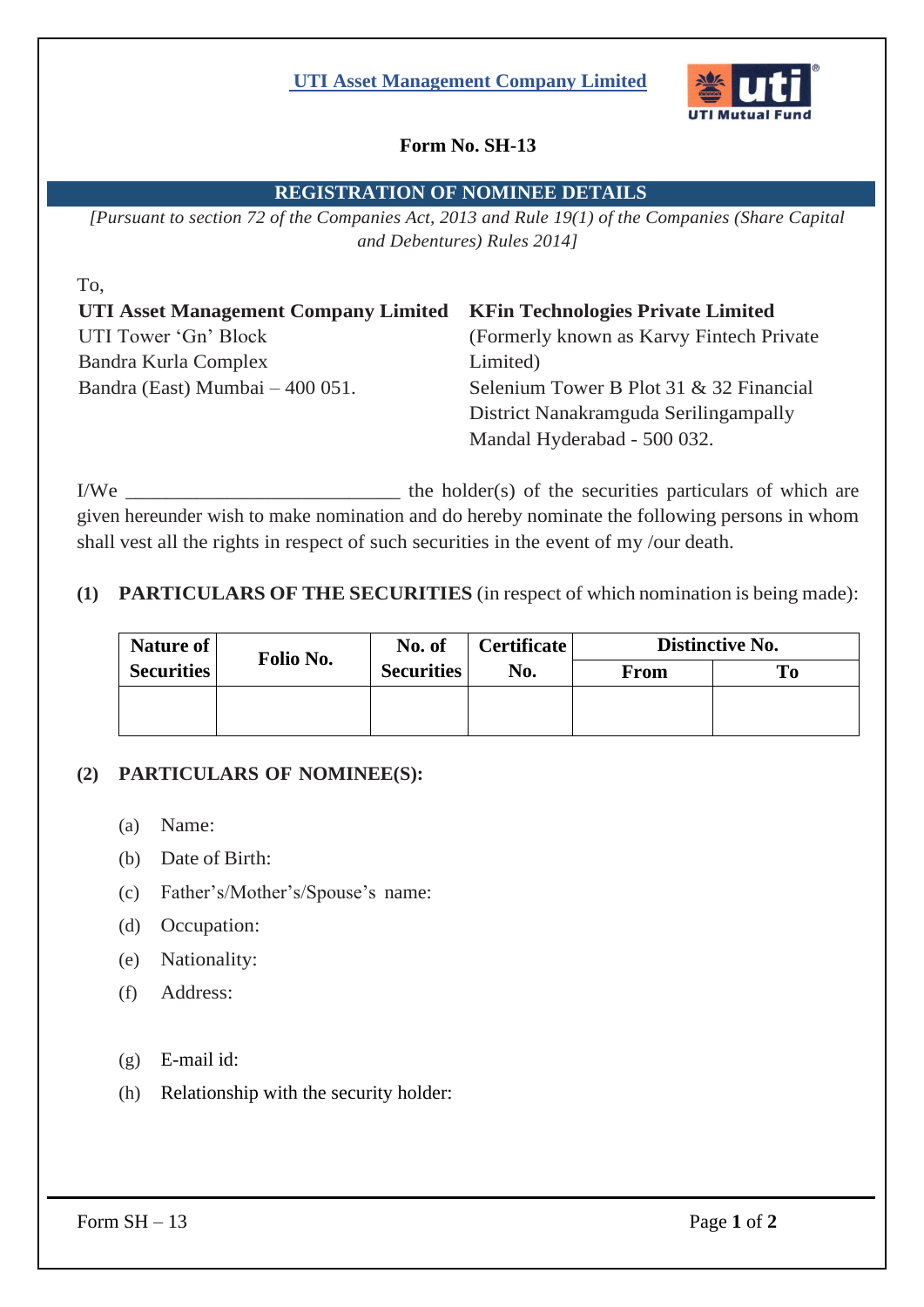**UTI Asset Management Company Limited**

**Form No. SH-13**

## REGISTRATION OF NOMINEE DETAILS

*[Pursuant to section 72 of the Companies Act, 2013 and Rule 19(1) of the Companies (Share Capital and Debentures) Rules 2014]*

To,

**UTI Asset Management Company Limited**
UTI Tower 'Gn' Block
Bandra Kurla Complex
Bandra (East) Mumbai – 400 051.

**KFin Technologies Private Limited**
(Formerly known as Karvy Fintech Private Limited)
Selenium Tower B Plot 31 & 32 Financial District Nanakramguda Serilingampally Mandal Hyderabad - 500 032.

I/We ___________________________ the holder(s) of the securities particulars of which are given hereunder wish to make nomination and do hereby nominate the following persons in whom shall vest all the rights in respect of such securities in the event of my /our death.

**(1) PARTICULARS OF THE SECURITIES** (in respect of which nomination is being made):

| Nature of Securities | Folio No. | No. of Securities | Certificate No. | Distinctive No. | |
|---|---|---|---|---|---|
| | | | | From | To |
| | | | | | |

**(2) PARTICULARS OF NOMINEE(S):**

(a) Name:

(b) Date of Birth:

(c) Father's/Mother's/Spouse's name:

(d) Occupation:

(e) Nationality:

(f) Address:

(g) E-mail id:

(h) Relationship with the security holder: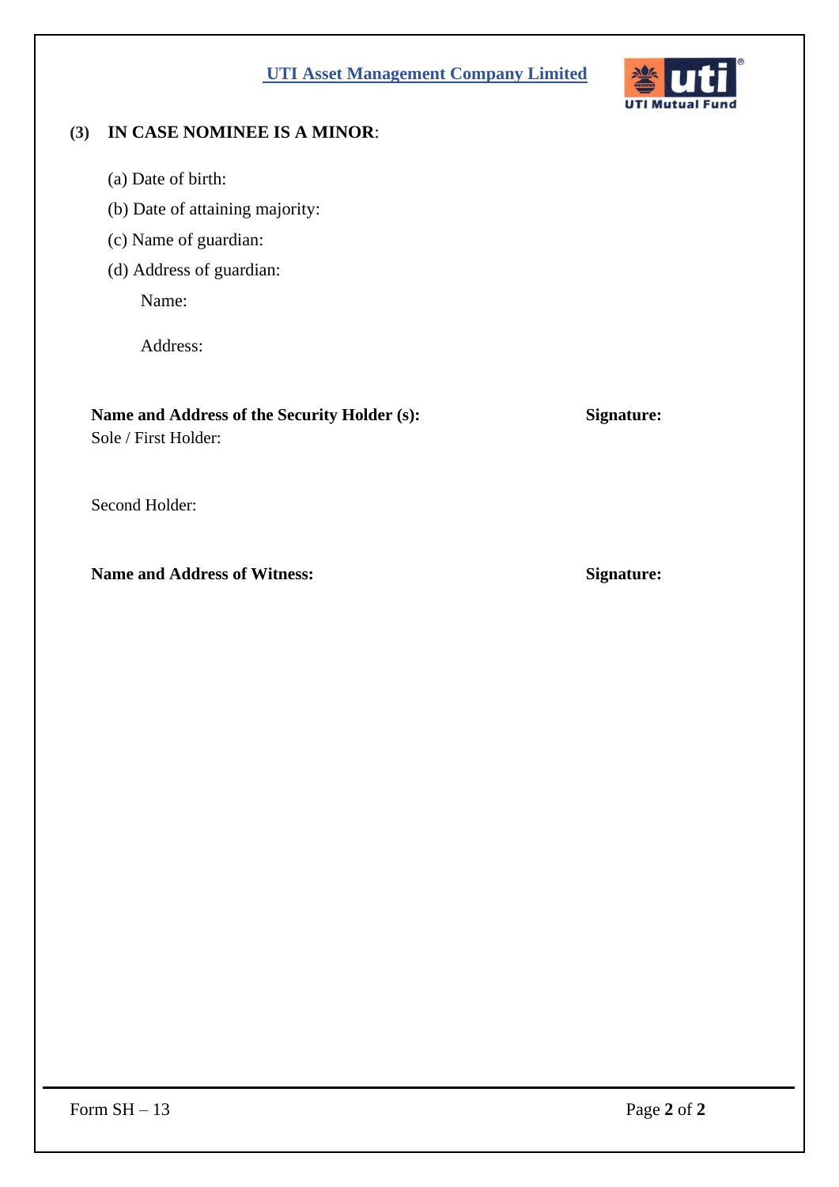**(3) IN CASE NOMINEE IS A MINOR**:

(a) Date of birth:

(b) Date of attaining majority:

(c) Name of guardian:

(d) Address of guardian:

Name:

Address:

**Name and Address of the Security Holder (s):** **Signature:**

Sole / First Holder:

Second Holder:

**Name and Address of Witness:** **Signature:**